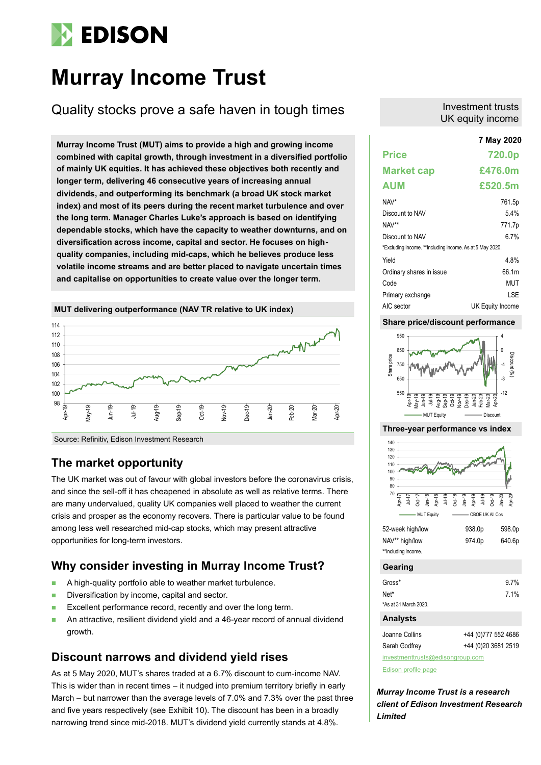# Murray Income Trust

## Quality stocks prove a safe haven in tough times

Investment trusts
UK equity income

**Murray Income Trust (MUT) aims to provide a high and growing income combined with capital growth, through investment in a diversified portfolio of mainly UK equities. It has achieved these objectives both recently and longer term, delivering 46 consecutive years of increasing annual dividends, and outperforming its benchmark (a broad UK stock market index) and most of its peers during the recent market turbulence and over the long term. Manager Charles Luke's approach is based on identifying dependable stocks, which have the capacity to weather downturns, and on diversification across income, capital and sector. He focuses on high-quality companies, including mid-caps, which he believes produce less volatile income streams and are better placed to navigate uncertain times and capitalise on opportunities to create value over the longer term.**

**MUT delivering outperformance (NAV TR relative to UK index)**

Source: Refinitiv, Edison Investment Research

## The market opportunity

The UK market was out of favour with global investors before the coronavirus crisis, and since the sell-off it has cheapened in absolute as well as relative terms. There are many undervalued, quality UK companies well placed to weather the current crisis and prosper as the economy recovers. There is particular value to be found among less well researched mid-cap stocks, which may present attractive opportunities for long-term investors.

## Why consider investing in Murray Income Trust?

- A high-quality portfolio able to weather market turbulence.
- Diversification by income, capital and sector.
- Excellent performance record, recently and over the long term.
- An attractive, resilient dividend yield and a 46-year record of annual dividend growth.

## Discount narrows and dividend yield rises

As at 5 May 2020, MUT's shares traded at a 6.7% discount to cum-income NAV. This is wider than in recent times – it nudged into premium territory briefly in early March – but narrower than the average levels of 7.0% and 7.3% over the past three and five years respectively (see Exhibit 10). The discount has been in a broadly narrowing trend since mid-2018. MUT's dividend yield currently stands at 4.8%.

**7 May 2020**

| | |
|---|---|
| **Price** | **720.0p** |
| **Market cap** | **£476.0m** |
| **AUM** | **£520.5m** |

| | |
|---|---|
| NAV* | 761.5p |
| Discount to NAV | 5.4% |
| NAV** | 771.7p |
| Discount to NAV | 6.7% |

*Excluding income. **Including income. As at 5 May 2020.

| | |
|---|---|
| Yield | 4.8% |
| Ordinary shares in issue | 66.1m |
| Code | MUT |
| Primary exchange | LSE |
| AIC sector | UK Equity Income |

**Share price/discount performance**

**Three-year performance vs index**

| | | |
|---|---|---|
| 52-week high/low | 938.0p | 598.0p |
| NAV** high/low | 974.0p | 640.6p |

**Including income.

**Gearing**

| | |
|---|---|
| Gross* | 9.7% |
| Net* | 7.1% |

*As at 31 March 2020.

**Analysts**

| | |
|---|---|
| Joanne Collins | +44 (0)777 552 4686 |
| Sarah Godfrey | +44 (0)20 3681 2519 |

investmenttrusts@edisongroup.com

Edison profile page

***Murray Income Trust is a research client of Edison Investment Research Limited***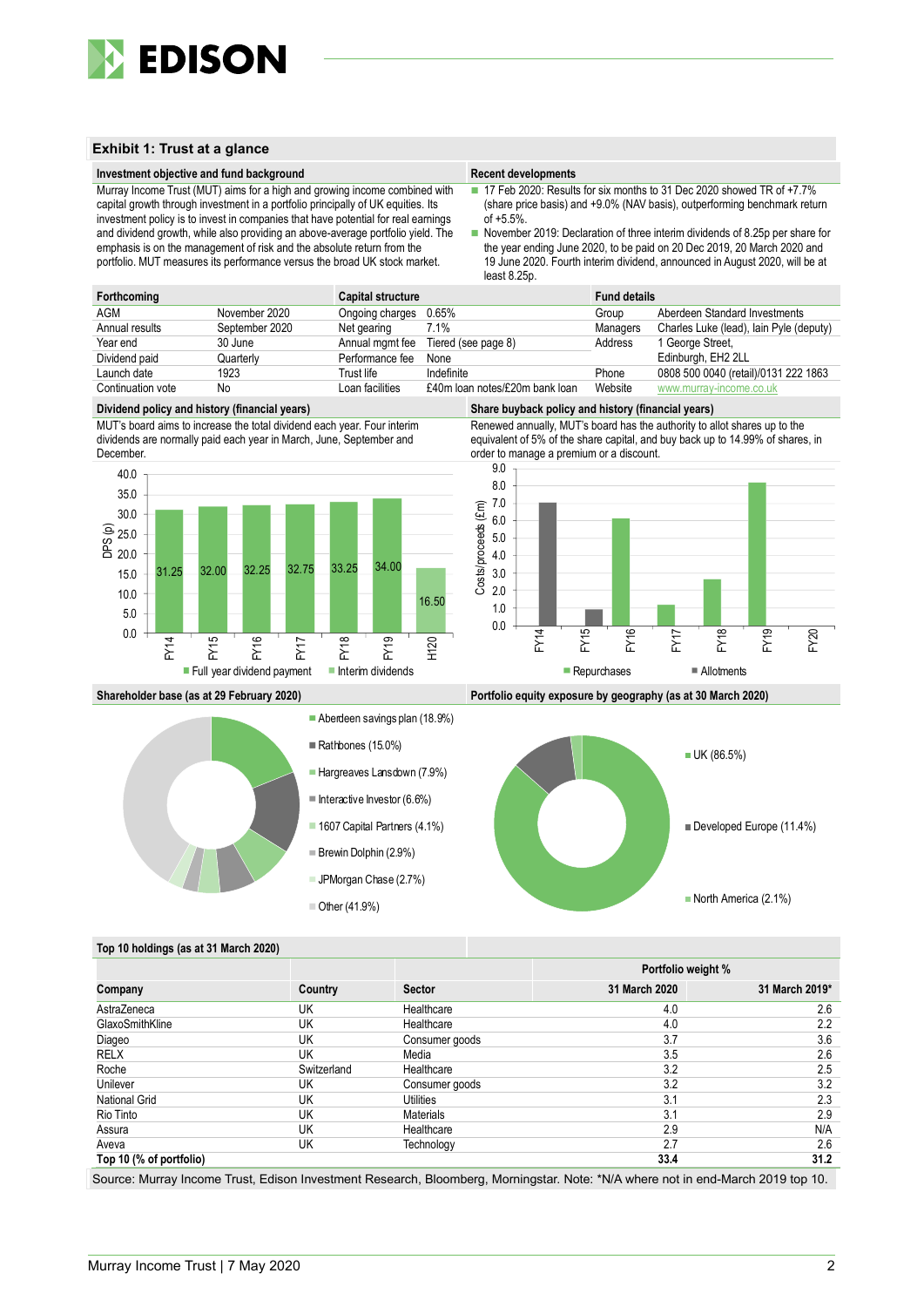## Exhibit 1: Trust at a glance

### Investment objective and fund background

Murray Income Trust (MUT) aims for a high and growing income combined with capital growth through investment in a portfolio principally of UK equities. Its investment policy is to invest in companies that have potential for real earnings and dividend growth, while also providing an above-average portfolio yield. The emphasis is on the management of risk and the absolute return from the portfolio. MUT measures its performance versus the broad UK stock market.

### Recent developments

- 17 Feb 2020: Results for six months to 31 Dec 2020 showed TR of +7.7% (share price basis) and +9.0% (NAV basis), outperforming benchmark return of +5.5%.
- November 2019: Declaration of three interim dividends of 8.25p per share for the year ending June 2020, to be paid on 20 Dec 2019, 20 March 2020 and 19 June 2020. Fourth interim dividend, announced in August 2020, will be at least 8.25p.

| Forthcoming | | Capital structure | | Fund details | |
|---|---|---|---|---|---|
| AGM | November 2020 | Ongoing charges | 0.65% | Group | Aberdeen Standard Investments |
| Annual results | September 2020 | Net gearing | 7.1% | Managers | Charles Luke (lead), Iain Pyle (deputy) |
| Year end | 30 June | Annual mgmt fee | Tiered (see page 8) | Address | 1 George Street, |
| Dividend paid | Quarterly | Performance fee | None | | Edinburgh, EH2 2LL |
| Launch date | 1923 | Trust life | Indefinite | Phone | 0808 500 0040 (retail)/0131 222 1863 |
| Continuation vote | No | Loan facilities | £40m loan notes/£20m bank loan | Website | www.murray-income.co.uk |

### Dividend policy and history (financial years)

MUT's board aims to increase the total dividend each year. Four interim dividends are normally paid each year in March, June, September and December.

| | FY14 | FY15 | FY16 | FY17 | FY18 | FY19 | H120 |
|---|---|---|---|---|---|---|---|
| DPS (p) | 31.25 | 32.00 | 32.25 | 32.75 | 33.25 | 34.00 | 16.50 |

Full year dividend payment; Interim dividends (H120)

### Share buyback policy and history (financial years)

Renewed annually, MUT's board has the authority to allot shares up to the equivalent of 5% of the share capital, and buy back up to 14.99% of shares, in order to manage a premium or a discount.

Costs/proceeds (£m): Repurchases; Allotments

### Shareholder base (as at 29 February 2020)

- Aberdeen savings plan (18.9%)
- Rathbones (15.0%)
- Hargreaves Lansdown (7.9%)
- Interactive Investor (6.6%)
- 1607 Capital Partners (4.1%)
- Brewin Dolphin (2.9%)
- JPMorgan Chase (2.7%)
- Other (41.9%)

### Portfolio equity exposure by geography (as at 30 March 2020)

- UK (86.5%)
- Developed Europe (11.4%)
- North America (2.1%)

### Top 10 holdings (as at 31 March 2020)

| Company | Country | Sector | Portfolio weight % 31 March 2020 | Portfolio weight % 31 March 2019* |
|---|---|---|---|---|
| AstraZeneca | UK | Healthcare | 4.0 | 2.6 |
| GlaxoSmithKline | UK | Healthcare | 4.0 | 2.2 |
| Diageo | UK | Consumer goods | 3.7 | 3.6 |
| RELX | UK | Media | 3.5 | 2.6 |
| Roche | Switzerland | Healthcare | 3.2 | 2.5 |
| Unilever | UK | Consumer goods | 3.2 | 3.2 |
| National Grid | UK | Utilities | 3.1 | 2.3 |
| Rio Tinto | UK | Materials | 3.1 | 2.9 |
| Assura | UK | Healthcare | 2.9 | N/A |
| Aveva | UK | Technology | 2.7 | 2.6 |
| **Top 10 (% of portfolio)** | | | **33.4** | **31.2** |

Source: Murray Income Trust, Edison Investment Research, Bloomberg, Morningstar. Note: *N/A where not in end-March 2019 top 10.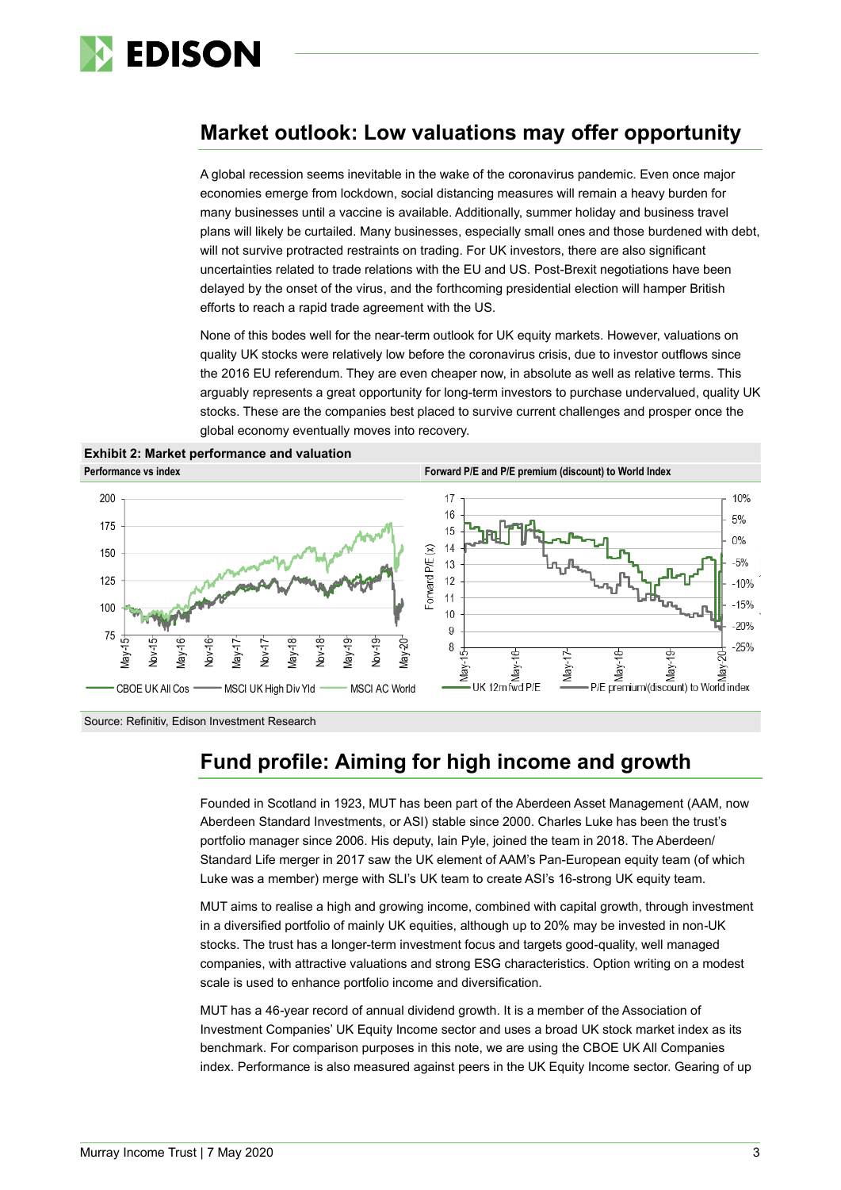## Market outlook: Low valuations may offer opportunity

A global recession seems inevitable in the wake of the coronavirus pandemic. Even once major economies emerge from lockdown, social distancing measures will remain a heavy burden for many businesses until a vaccine is available. Additionally, summer holiday and business travel plans will likely be curtailed. Many businesses, especially small ones and those burdened with debt, will not survive protracted restraints on trading. For UK investors, there are also significant uncertainties related to trade relations with the EU and US. Post-Brexit negotiations have been delayed by the onset of the virus, and the forthcoming presidential election will hamper British efforts to reach a rapid trade agreement with the US.

None of this bodes well for the near-term outlook for UK equity markets. However, valuations on quality UK stocks were relatively low before the coronavirus crisis, due to investor outflows since the 2016 EU referendum. They are even cheaper now, in absolute as well as relative terms. This arguably represents a great opportunity for long-term investors to purchase undervalued, quality UK stocks. These are the companies best placed to survive current challenges and prosper once the global economy eventually moves into recovery.

**Exhibit 2: Market performance and valuation**

**Performance vs index** | **Forward P/E and P/E premium (discount) to World Index**

Source: Refinitiv, Edison Investment Research

## Fund profile: Aiming for high income and growth

Founded in Scotland in 1923, MUT has been part of the Aberdeen Asset Management (AAM, now Aberdeen Standard Investments, or ASI) stable since 2000. Charles Luke has been the trust's portfolio manager since 2006. His deputy, Iain Pyle, joined the team in 2018. The Aberdeen/Standard Life merger in 2017 saw the UK element of AAM's Pan-European equity team (of which Luke was a member) merge with SLI's UK team to create ASI's 16-strong UK equity team.

MUT aims to realise a high and growing income, combined with capital growth, through investment in a diversified portfolio of mainly UK equities, although up to 20% may be invested in non-UK stocks. The trust has a longer-term investment focus and targets good-quality, well managed companies, with attractive valuations and strong ESG characteristics. Option writing on a modest scale is used to enhance portfolio income and diversification.

MUT has a 46-year record of annual dividend growth. It is a member of the Association of Investment Companies' UK Equity Income sector and uses a broad UK stock market index as its benchmark. For comparison purposes in this note, we are using the CBOE UK All Companies index. Performance is also measured against peers in the UK Equity Income sector. Gearing of up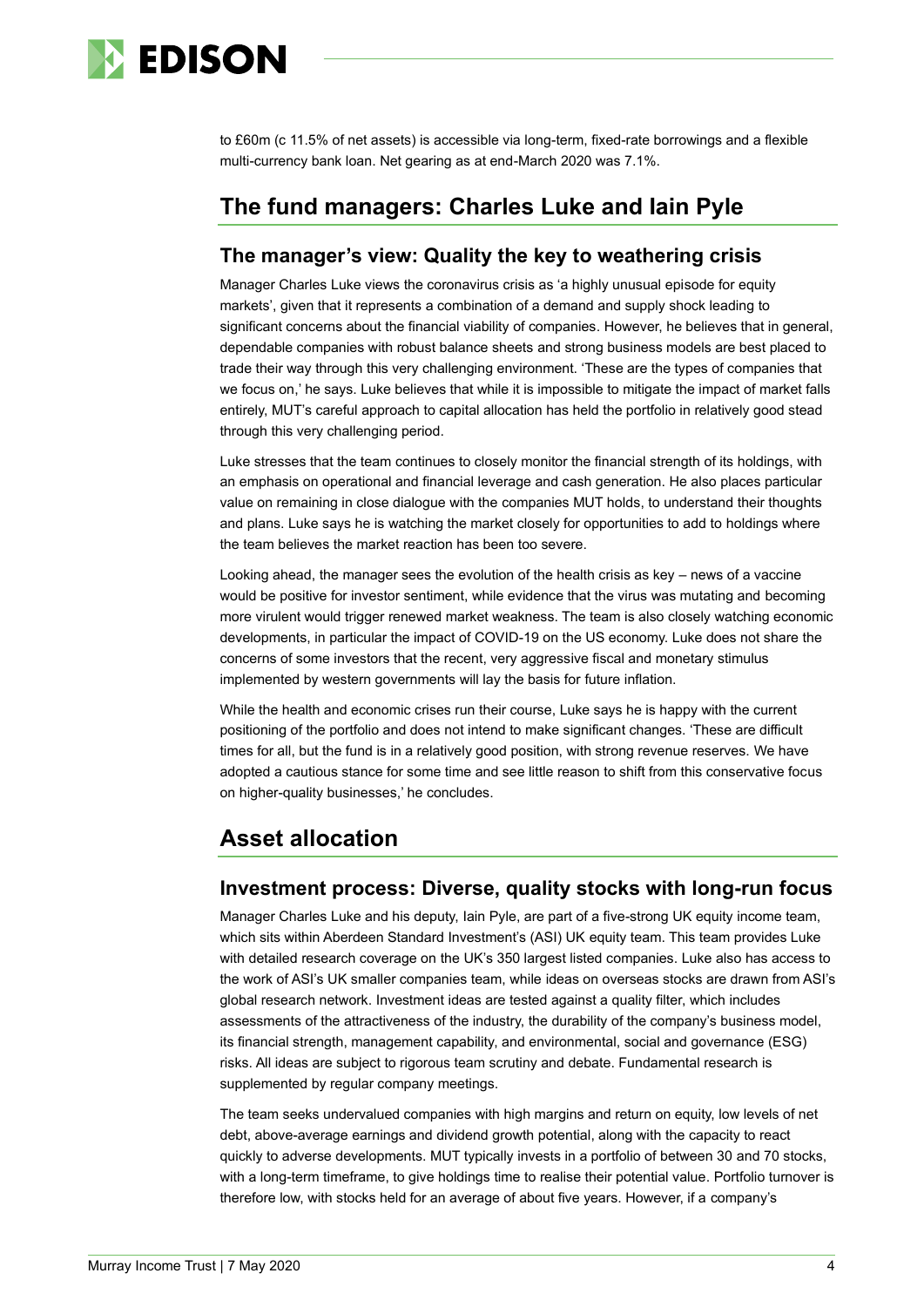to £60m (c 11.5% of net assets) is accessible via long-term, fixed-rate borrowings and a flexible multi-currency bank loan. Net gearing as at end-March 2020 was 7.1%.

## The fund managers: Charles Luke and Iain Pyle

### The manager's view: Quality the key to weathering crisis

Manager Charles Luke views the coronavirus crisis as 'a highly unusual episode for equity markets', given that it represents a combination of a demand and supply shock leading to significant concerns about the financial viability of companies. However, he believes that in general, dependable companies with robust balance sheets and strong business models are best placed to trade their way through this very challenging environment. 'These are the types of companies that we focus on,' he says. Luke believes that while it is impossible to mitigate the impact of market falls entirely, MUT's careful approach to capital allocation has held the portfolio in relatively good stead through this very challenging period.

Luke stresses that the team continues to closely monitor the financial strength of its holdings, with an emphasis on operational and financial leverage and cash generation. He also places particular value on remaining in close dialogue with the companies MUT holds, to understand their thoughts and plans. Luke says he is watching the market closely for opportunities to add to holdings where the team believes the market reaction has been too severe.

Looking ahead, the manager sees the evolution of the health crisis as key – news of a vaccine would be positive for investor sentiment, while evidence that the virus was mutating and becoming more virulent would trigger renewed market weakness. The team is also closely watching economic developments, in particular the impact of COVID-19 on the US economy. Luke does not share the concerns of some investors that the recent, very aggressive fiscal and monetary stimulus implemented by western governments will lay the basis for future inflation.

While the health and economic crises run their course, Luke says he is happy with the current positioning of the portfolio and does not intend to make significant changes. 'These are difficult times for all, but the fund is in a relatively good position, with strong revenue reserves. We have adopted a cautious stance for some time and see little reason to shift from this conservative focus on higher-quality businesses,' he concludes.

## Asset allocation

### Investment process: Diverse, quality stocks with long-run focus

Manager Charles Luke and his deputy, Iain Pyle, are part of a five-strong UK equity income team, which sits within Aberdeen Standard Investment's (ASI) UK equity team. This team provides Luke with detailed research coverage on the UK's 350 largest listed companies. Luke also has access to the work of ASI's UK smaller companies team, while ideas on overseas stocks are drawn from ASI's global research network. Investment ideas are tested against a quality filter, which includes assessments of the attractiveness of the industry, the durability of the company's business model, its financial strength, management capability, and environmental, social and governance (ESG) risks. All ideas are subject to rigorous team scrutiny and debate. Fundamental research is supplemented by regular company meetings.

The team seeks undervalued companies with high margins and return on equity, low levels of net debt, above-average earnings and dividend growth potential, along with the capacity to react quickly to adverse developments. MUT typically invests in a portfolio of between 30 and 70 stocks, with a long-term timeframe, to give holdings time to realise their potential value. Portfolio turnover is therefore low, with stocks held for an average of about five years. However, if a company's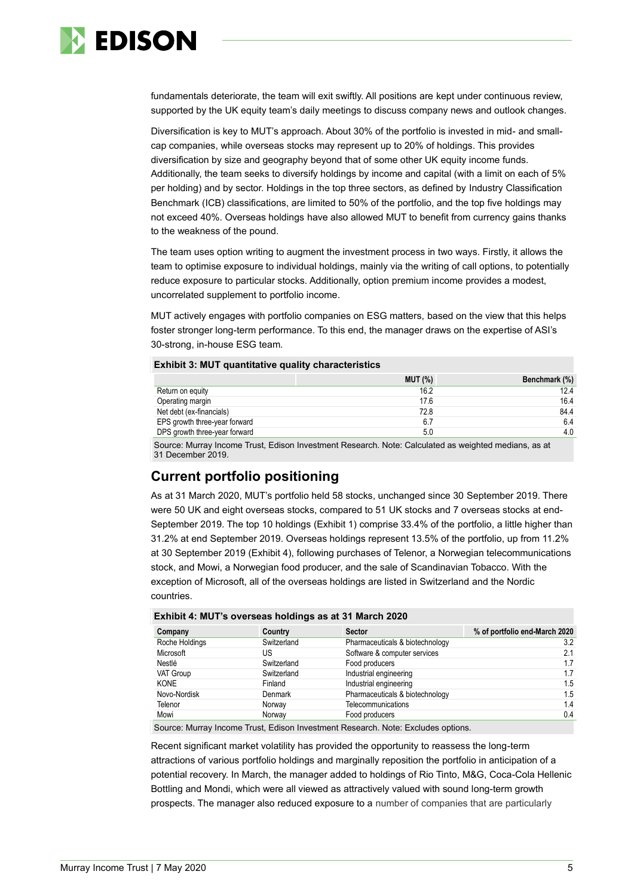fundamentals deteriorate, the team will exit swiftly. All positions are kept under continuous review, supported by the UK equity team's daily meetings to discuss company news and outlook changes.

Diversification is key to MUT's approach. About 30% of the portfolio is invested in mid- and small-cap companies, while overseas stocks may represent up to 20% of holdings. This provides diversification by size and geography beyond that of some other UK equity income funds. Additionally, the team seeks to diversify holdings by income and capital (with a limit on each of 5% per holding) and by sector. Holdings in the top three sectors, as defined by Industry Classification Benchmark (ICB) classifications, are limited to 50% of the portfolio, and the top five holdings may not exceed 40%. Overseas holdings have also allowed MUT to benefit from currency gains thanks to the weakness of the pound.

The team uses option writing to augment the investment process in two ways. Firstly, it allows the team to optimise exposure to individual holdings, mainly via the writing of call options, to potentially reduce exposure to particular stocks. Additionally, option premium income provides a modest, uncorrelated supplement to portfolio income.

MUT actively engages with portfolio companies on ESG matters, based on the view that this helps foster stronger long-term performance. To this end, the manager draws on the expertise of ASI's 30-strong, in-house ESG team.

**Exhibit 3: MUT quantitative quality characteristics**

| | MUT (%) | Benchmark (%) |
|---|---|---|
| Return on equity | 16.2 | 12.4 |
| Operating margin | 17.6 | 16.4 |
| Net debt (ex-financials) | 72.8 | 84.4 |
| EPS growth three-year forward | 6.7 | 6.4 |
| DPS growth three-year forward | 5.0 | 4.0 |

Source: Murray Income Trust, Edison Investment Research. Note: Calculated as weighted medians, as at 31 December 2019.

## Current portfolio positioning

As at 31 March 2020, MUT's portfolio held 58 stocks, unchanged since 30 September 2019. There were 50 UK and eight overseas stocks, compared to 51 UK stocks and 7 overseas stocks at end-September 2019. The top 10 holdings (Exhibit 1) comprise 33.4% of the portfolio, a little higher than 31.2% at end September 2019. Overseas holdings represent 13.5% of the portfolio, up from 11.2% at 30 September 2019 (Exhibit 4), following purchases of Telenor, a Norwegian telecommunications stock, and Mowi, a Norwegian food producer, and the sale of Scandinavian Tobacco. With the exception of Microsoft, all of the overseas holdings are listed in Switzerland and the Nordic countries.

**Exhibit 4: MUT's overseas holdings as at 31 March 2020**

| Company | Country | Sector | % of portfolio end-March 2020 |
|---|---|---|---|
| Roche Holdings | Switzerland | Pharmaceuticals & biotechnology | 3.2 |
| Microsoft | US | Software & computer services | 2.1 |
| Nestlé | Switzerland | Food producers | 1.7 |
| VAT Group | Switzerland | Industrial engineering | 1.7 |
| KONE | Finland | Industrial engineering | 1.5 |
| Novo-Nordisk | Denmark | Pharmaceuticals & biotechnology | 1.5 |
| Telenor | Norway | Telecommunications | 1.4 |
| Mowi | Norway | Food producers | 0.4 |

Source: Murray Income Trust, Edison Investment Research. Note: Excludes options.

Recent significant market volatility has provided the opportunity to reassess the long-term attractions of various portfolio holdings and marginally reposition the portfolio in anticipation of a potential recovery. In March, the manager added to holdings of Rio Tinto, M&G, Coca-Cola Hellenic Bottling and Mondi, which were all viewed as attractively valued with sound long-term growth prospects. The manager also reduced exposure to a number of companies that are particularly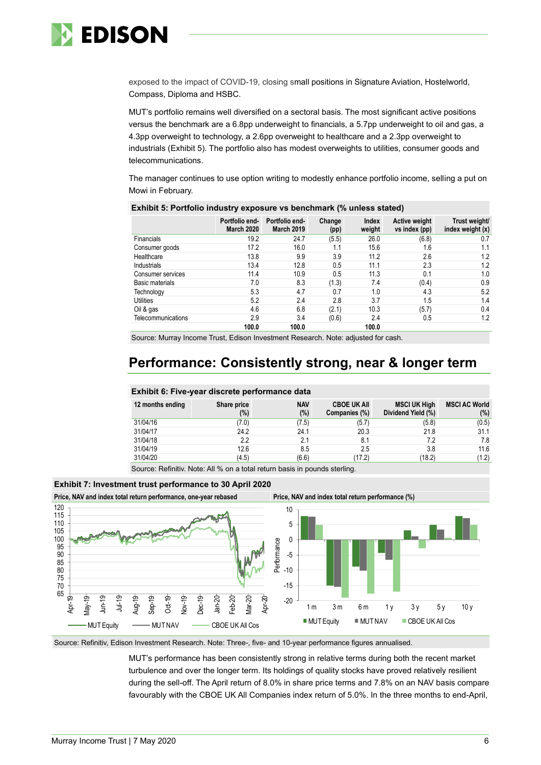exposed to the impact of COVID-19, closing small positions in Signature Aviation, Hostelworld, Compass, Diploma and HSBC.

MUT's portfolio remains well diversified on a sectoral basis. The most significant active positions versus the benchmark are a 6.8pp underweight to financials, a 5.7pp underweight to oil and gas, a 4.3pp overweight to technology, a 2.6pp overweight to healthcare and a 2.3pp overweight to industrials (Exhibit 5). The portfolio also has modest overweights to utilities, consumer goods and telecommunications.

The manager continues to use option writing to modestly enhance portfolio income, selling a put on Mowi in February.

**Exhibit 5: Portfolio industry exposure vs benchmark (% unless stated)**

| | Portfolio end-March 2020 | Portfolio end-March 2019 | Change (pp) | Index weight | Active weight vs index (pp) | Trust weight/ index weight (x) |
|---|---|---|---|---|---|---|
| Financials | 19.2 | 24.7 | (5.5) | 26.0 | (6.8) | 0.7 |
| Consumer goods | 17.2 | 16.0 | 1.1 | 15.6 | 1.6 | 1.1 |
| Healthcare | 13.8 | 9.9 | 3.9 | 11.2 | 2.6 | 1.2 |
| Industrials | 13.4 | 12.8 | 0.5 | 11.1 | 2.3 | 1.2 |
| Consumer services | 11.4 | 10.9 | 0.5 | 11.3 | 0.1 | 1.0 |
| Basic materials | 7.0 | 8.3 | (1.3) | 7.4 | (0.4) | 0.9 |
| Technology | 5.3 | 4.7 | 0.7 | 1.0 | 4.3 | 5.2 |
| Utilities | 5.2 | 2.4 | 2.8 | 3.7 | 1.5 | 1.4 |
| Oil & gas | 4.6 | 6.8 | (2.1) | 10.3 | (5.7) | 0.4 |
| Telecommunications | 2.9 | 3.4 | (0.6) | 2.4 | 0.5 | 1.2 |
| | **100.0** | **100.0** | | **100.0** | | |

Source: Murray Income Trust, Edison Investment Research. Note: adjusted for cash.

## Performance: Consistently strong, near & longer term

**Exhibit 6: Five-year discrete performance data**

| 12 months ending | Share price (%) | NAV (%) | CBOE UK All Companies (%) | MSCI UK High Dividend Yield (%) | MSCI AC World (%) |
|---|---|---|---|---|---|
| 31/04/16 | (7.0) | (7.5) | (5.7) | (5.8) | (0.5) |
| 31/04/17 | 24.2 | 24.1 | 20.3 | 21.8 | 31.1 |
| 31/04/18 | 2.2 | 2.1 | 8.1 | 7.2 | 7.8 |
| 31/04/19 | 12.6 | 8.5 | 2.5 | 3.8 | 11.6 |
| 31/04/20 | (4.5) | (6.6) | (17.2) | (18.2) | (1.2) |

Source: Refinitiv. Note: All % on a total return basis in pounds sterling.

**Exhibit 7: Investment trust performance to 30 April 2020**

Price, NAV and index total return performance, one-year rebased

Price, NAV and index total return performance (%)

Source: Refinitiv, Edison Investment Research. Note: Three-, five- and 10-year performance figures annualised.

MUT's performance has been consistently strong in relative terms during both the recent market turbulence and over the longer term. Its holdings of quality stocks have proved relatively resilient during the sell-off. The April return of 8.0% in share price terms and 7.8% on an NAV basis compare favourably with the CBOE UK All Companies index return of 5.0%. In the three months to end-April,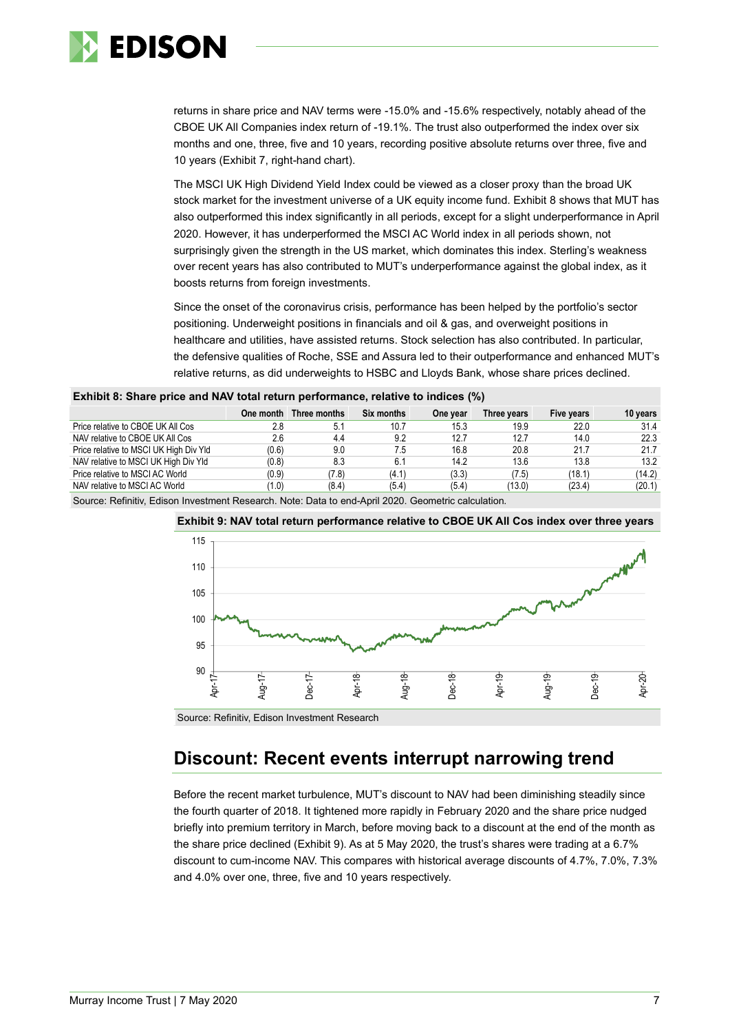returns in share price and NAV terms were -15.0% and -15.6% respectively, notably ahead of the CBOE UK All Companies index return of -19.1%. The trust also outperformed the index over six months and one, three, five and 10 years, recording positive absolute returns over three, five and 10 years (Exhibit 7, right-hand chart).

The MSCI UK High Dividend Yield Index could be viewed as a closer proxy than the broad UK stock market for the investment universe of a UK equity income fund. Exhibit 8 shows that MUT has also outperformed this index significantly in all periods, except for a slight underperformance in April 2020. However, it has underperformed the MSCI AC World index in all periods shown, not surprisingly given the strength in the US market, which dominates this index. Sterling's weakness over recent years has also contributed to MUT's underperformance against the global index, as it boosts returns from foreign investments.

Since the onset of the coronavirus crisis, performance has been helped by the portfolio's sector positioning. Underweight positions in financials and oil & gas, and overweight positions in healthcare and utilities, have assisted returns. Stock selection has also contributed. In particular, the defensive qualities of Roche, SSE and Assura led to their outperformance and enhanced MUT's relative returns, as did underweights to HSBC and Lloyds Bank, whose share prices declined.

**Exhibit 8: Share price and NAV total return performance, relative to indices (%)**

| | One month | Three months | Six months | One year | Three years | Five years | 10 years |
|---|---|---|---|---|---|---|---|
| Price relative to CBOE UK All Cos | 2.8 | 5.1 | 10.7 | 15.3 | 19.9 | 22.0 | 31.4 |
| NAV relative to CBOE UK All Cos | 2.6 | 4.4 | 9.2 | 12.7 | 12.7 | 14.0 | 22.3 |
| Price relative to MSCI UK High Div Yld | (0.6) | 9.0 | 7.5 | 16.8 | 20.8 | 21.7 | 21.7 |
| NAV relative to MSCI UK High Div Yld | (0.8) | 8.3 | 6.1 | 14.2 | 13.6 | 13.8 | 13.2 |
| Price relative to MSCI AC World | (0.9) | (7.8) | (4.1) | (3.3) | (7.5) | (18.1) | (14.2) |
| NAV relative to MSCI AC World | (1.0) | (8.4) | (5.4) | (5.4) | (13.0) | (23.4) | (20.1) |

Source: Refinitiv, Edison Investment Research. Note: Data to end-April 2020. Geometric calculation.

**Exhibit 9: NAV total return performance relative to CBOE UK All Cos index over three years**

Source: Refinitiv, Edison Investment Research

## Discount: Recent events interrupt narrowing trend

Before the recent market turbulence, MUT's discount to NAV had been diminishing steadily since the fourth quarter of 2018. It tightened more rapidly in February 2020 and the share price nudged briefly into premium territory in March, before moving back to a discount at the end of the month as the share price declined (Exhibit 9). As at 5 May 2020, the trust's shares were trading at a 6.7% discount to cum-income NAV. This compares with historical average discounts of 4.7%, 7.0%, 7.3% and 4.0% over one, three, five and 10 years respectively.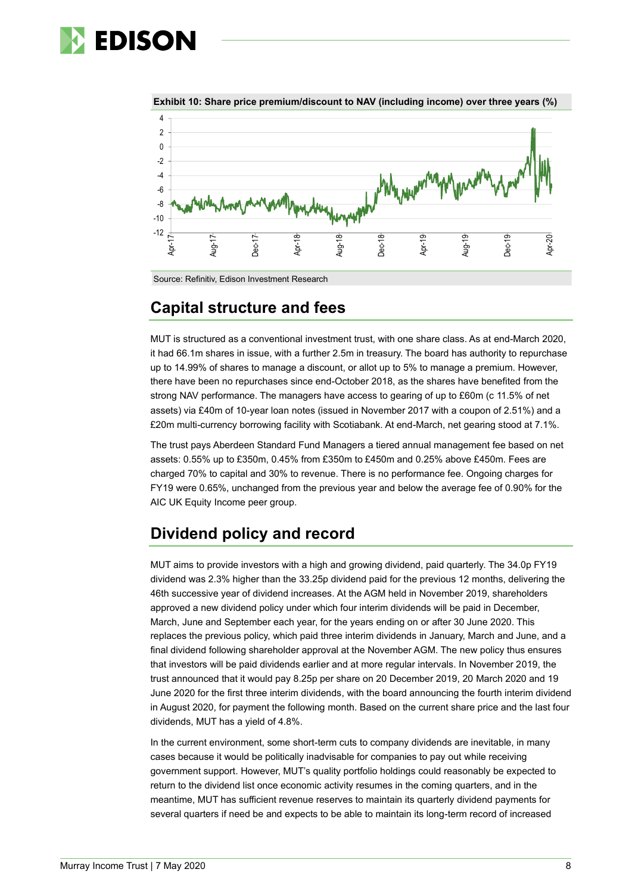**Exhibit 10: Share price premium/discount to NAV (including income) over three years (%)**

Source: Refinitiv, Edison Investment Research

## Capital structure and fees

MUT is structured as a conventional investment trust, with one share class. As at end-March 2020, it had 66.1m shares in issue, with a further 2.5m in treasury. The board has authority to repurchase up to 14.99% of shares to manage a discount, or allot up to 5% to manage a premium. However, there have been no repurchases since end-October 2018, as the shares have benefited from the strong NAV performance. The managers have access to gearing of up to £60m (c 11.5% of net assets) via £40m of 10-year loan notes (issued in November 2017 with a coupon of 2.51%) and a £20m multi-currency borrowing facility with Scotiabank. At end-March, net gearing stood at 7.1%.

The trust pays Aberdeen Standard Fund Managers a tiered annual management fee based on net assets: 0.55% up to £350m, 0.45% from £350m to £450m and 0.25% above £450m. Fees are charged 70% to capital and 30% to revenue. There is no performance fee. Ongoing charges for FY19 were 0.65%, unchanged from the previous year and below the average fee of 0.90% for the AIC UK Equity Income peer group.

## Dividend policy and record

MUT aims to provide investors with a high and growing dividend, paid quarterly. The 34.0p FY19 dividend was 2.3% higher than the 33.25p dividend paid for the previous 12 months, delivering the 46th successive year of dividend increases. At the AGM held in November 2019, shareholders approved a new dividend policy under which four interim dividends will be paid in December, March, June and September each year, for the years ending on or after 30 June 2020. This replaces the previous policy, which paid three interim dividends in January, March and June, and a final dividend following shareholder approval at the November AGM. The new policy thus ensures that investors will be paid dividends earlier and at more regular intervals. In November 2019, the trust announced that it would pay 8.25p per share on 20 December 2019, 20 March 2020 and 19 June 2020 for the first three interim dividends, with the board announcing the fourth interim dividend in August 2020, for payment the following month. Based on the current share price and the last four dividends, MUT has a yield of 4.8%.

In the current environment, some short-term cuts to company dividends are inevitable, in many cases because it would be politically inadvisable for companies to pay out while receiving government support. However, MUT's quality portfolio holdings could reasonably be expected to return to the dividend list once economic activity resumes in the coming quarters, and in the meantime, MUT has sufficient revenue reserves to maintain its quarterly dividend payments for several quarters if need be and expects to be able to maintain its long-term record of increased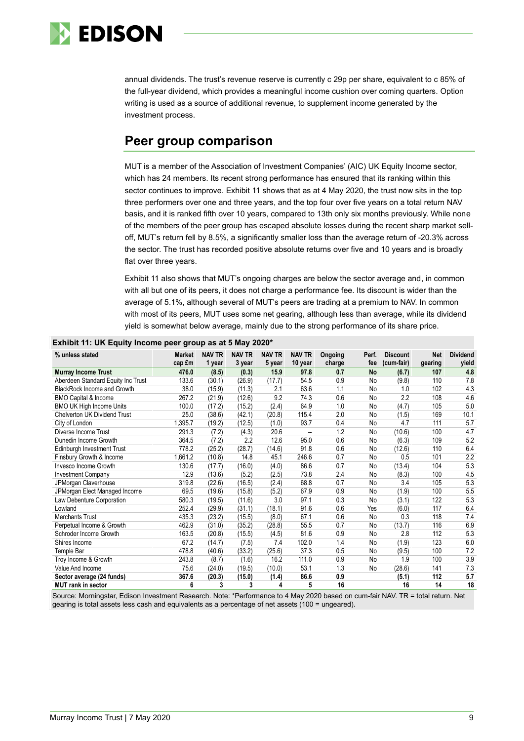annual dividends. The trust's revenue reserve is currently c 29p per share, equivalent to c 85% of the full-year dividend, which provides a meaningful income cushion over coming quarters. Option writing is used as a source of additional revenue, to supplement income generated by the investment process.

## Peer group comparison

MUT is a member of the Association of Investment Companies' (AIC) UK Equity Income sector, which has 24 members. Its recent strong performance has ensured that its ranking within this sector continues to improve. Exhibit 11 shows that as at 4 May 2020, the trust now sits in the top three performers over one and three years, and the top four over five years on a total return NAV basis, and it is ranked fifth over 10 years, compared to 13th only six months previously. While none of the members of the peer group has escaped absolute losses during the recent sharp market sell-off, MUT's return fell by 8.5%, a significantly smaller loss than the average return of -20.3% across the sector. The trust has recorded positive absolute returns over five and 10 years and is broadly flat over three years.

Exhibit 11 also shows that MUT's ongoing charges are below the sector average and, in common with all but one of its peers, it does not charge a performance fee. Its discount is wider than the average of 5.1%, although several of MUT's peers are trading at a premium to NAV. In common with most of its peers, MUT uses some net gearing, although less than average, while its dividend yield is somewhat below average, mainly due to the strong performance of its share price.

**Exhibit 11: UK Equity Income peer group as at 5 May 2020***

| % unless stated | Market cap £m | NAV TR 1 year | NAV TR 3 year | NAV TR 5 year | NAV TR 10 year | Ongoing charge | Perf. fee | Discount (cum-fair) | Net gearing | Dividend yield |
|---|---|---|---|---|---|---|---|---|---|---|
| **Murray Income Trust** | **476.0** | **(8.5)** | **(0.3)** | **15.9** | **97.8** | **0.7** | **No** | **(6.7)** | **107** | **4.8** |
| Aberdeen Standard Equity Inc Trust | 133.6 | (30.1) | (26.9) | (17.7) | 54.5 | 0.9 | No | (9.8) | 110 | 7.8 |
| BlackRock Income and Growth | 38.0 | (15.9) | (11.3) | 2.1 | 63.6 | 1.1 | No | 1.0 | 102 | 4.3 |
| BMO Capital & Income | 267.2 | (21.9) | (12.6) | 9.2 | 74.3 | 0.6 | No | 2.2 | 108 | 4.6 |
| BMO UK High Income Units | 100.0 | (17.2) | (15.2) | (2.4) | 64.9 | 1.0 | No | (4.7) | 105 | 5.0 |
| Chelverton UK Dividend Trust | 25.0 | (38.6) | (42.1) | (20.8) | 115.4 | 2.0 | No | (1.5) | 169 | 10.1 |
| City of London | 1,395.7 | (19.2) | (12.5) | (1.0) | 93.7 | 0.4 | No | 4.7 | 111 | 5.7 |
| Diverse Income Trust | 291.3 | (7.2) | (4.3) | 20.6 | -- | 1.2 | No | (10.6) | 100 | 4.7 |
| Dunedin Income Growth | 364.5 | (7.2) | 2.2 | 12.6 | 95.0 | 0.6 | No | (6.3) | 109 | 5.2 |
| Edinburgh Investment Trust | 778.2 | (25.2) | (28.7) | (14.6) | 91.8 | 0.6 | No | (12.6) | 110 | 6.4 |
| Finsbury Growth & Income | 1,661.2 | (10.8) | 14.8 | 45.1 | 246.6 | 0.7 | No | 0.5 | 101 | 2.2 |
| Invesco Income Growth | 130.6 | (17.7) | (16.0) | (4.0) | 86.6 | 0.7 | No | (13.4) | 104 | 5.3 |
| Investment Company | 12.9 | (13.6) | (5.2) | (2.5) | 73.8 | 2.4 | No | (8.3) | 100 | 4.5 |
| JPMorgan Claverhouse | 319.8 | (22.6) | (16.5) | (2.4) | 68.8 | 0.7 | No | 3.4 | 105 | 5.3 |
| JPMorgan Elect Managed Income | 69.5 | (19.6) | (15.8) | (5.2) | 67.9 | 0.9 | No | (1.9) | 100 | 5.5 |
| Law Debenture Corporation | 580.3 | (19.5) | (11.6) | 3.0 | 97.1 | 0.3 | No | (3.1) | 122 | 5.3 |
| Lowland | 252.4 | (29.9) | (31.1) | (18.1) | 91.6 | 0.6 | Yes | (6.0) | 117 | 6.4 |
| Merchants Trust | 435.3 | (23.2) | (15.5) | (8.0) | 67.1 | 0.6 | No | 0.3 | 118 | 7.4 |
| Perpetual Income & Growth | 462.9 | (31.0) | (35.2) | (28.8) | 55.5 | 0.7 | No | (13.7) | 116 | 6.9 |
| Schroder Income Growth | 163.5 | (20.8) | (15.5) | (4.5) | 81.6 | 0.9 | No | 2.8 | 112 | 5.3 |
| Shires Income | 67.2 | (14.7) | (7.5) | 7.4 | 102.0 | 1.4 | No | (1.9) | 123 | 6.0 |
| Temple Bar | 478.8 | (40.6) | (33.2) | (25.6) | 37.3 | 0.5 | No | (9.5) | 100 | 7.2 |
| Troy Income & Growth | 243.8 | (8.7) | (1.6) | 16.2 | 111.0 | 0.9 | No | 1.9 | 100 | 3.9 |
| Value And Income | 75.6 | (24.0) | (19.5) | (10.0) | 53.1 | 1.3 | No | (28.6) | 141 | 7.3 |
| **Sector average (24 funds)** | **367.6** | **(20.3)** | **(15.0)** | **(1.4)** | **86.6** | **0.9** | | **(5.1)** | **112** | **5.7** |
| **MUT rank in sector** | **6** | **3** | **3** | **4** | **5** | **16** | | **16** | **14** | **18** |

Source: Morningstar, Edison Investment Research. Note: *Performance to 4 May 2020 based on cum-fair NAV. TR = total return. Net gearing is total assets less cash and equivalents as a percentage of net assets (100 = ungeared).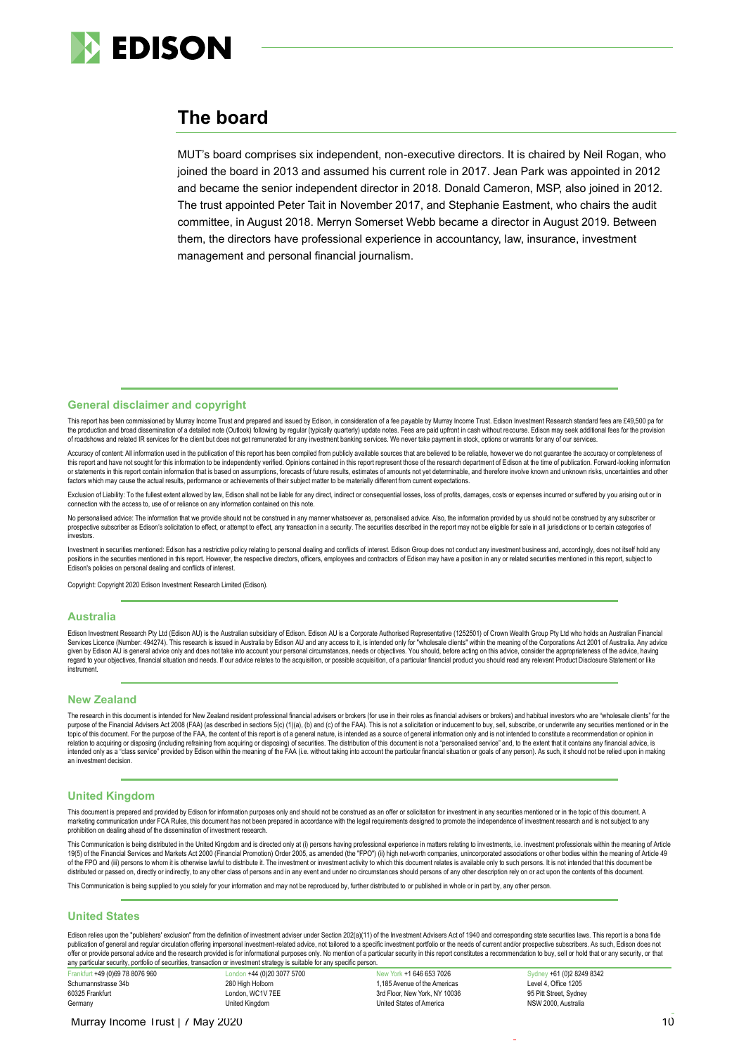## The board

MUT's board comprises six independent, non-executive directors. It is chaired by Neil Rogan, who joined the board in 2013 and assumed his current role in 2017. Jean Park was appointed in 2012 and became the senior independent director in 2018. Donald Cameron, MSP, also joined in 2012. The trust appointed Peter Tait in November 2017, and Stephanie Eastment, who chairs the audit committee, in August 2018. Merryn Somerset Webb became a director in August 2019. Between them, the directors have professional experience in accountancy, law, insurance, investment management and personal financial journalism.

### General disclaimer and copyright

This report has been commissioned by Murray Income Trust and prepared and issued by Edison, in consideration of a fee payable by Murray Income Trust. Edison Investment Research standard fees are £49,500 pa for the production and broad dissemination of a detailed note (Outlook) following by regular (typically quarterly) update notes. Fees are paid upfront in cash without recourse. Edison may seek additional fees for the provision of roadshows and related IR services for the client but does not get remunerated for any investment banking services. We never take payment in stock, options or warrants for any of our services.

Accuracy of content: All information used in the publication of this report has been compiled from publicly available sources that are believed to be reliable, however we do not guarantee the accuracy or completeness of this report and have not sought for this information to be independently verified. Opinions contained in this report represent those of the research department of Edison at the time of publication. Forward-looking information or statements in this report contain information that is based on assumptions, forecasts of future results, estimates of amounts not yet determinable, and therefore involve known and unknown risks, uncertainties and other factors which may cause the actual results, performance or achievements of their subject matter to be materially different from current expectations.

Exclusion of Liability: To the fullest extent allowed by law, Edison shall not be liable for any direct, indirect or consequential losses, loss of profits, damages, costs or expenses incurred or suffered by you arising out or in connection with the access to, use of or reliance on any information contained on this note.

No personalised advice: The information that we provide should not be construed in any manner whatsoever as, personalised advice. Also, the information provided by us should not be construed by any subscriber or prospective subscriber as Edison's solicitation to effect, or attempt to effect, any transaction in a security. The securities described in the report may not be eligible for sale in all jurisdictions or to certain categories of investors.

Investment in securities mentioned: Edison has a restrictive policy relating to personal dealing and conflicts of interest. Edison Group does not conduct any investment business and, accordingly, does not itself hold any positions in the securities mentioned in this report. However, the respective directors, officers, employees and contractors of Edison may have a position in any or related securities mentioned in this report, subject to Edison's policies on personal dealing and conflicts of interest.

Copyright: Copyright 2020 Edison Investment Research Limited (Edison).

### Australia

Edison Investment Research Pty Ltd (Edison AU) is the Australian subsidiary of Edison. Edison AU is a Corporate Authorised Representative (1252501) of Crown Wealth Group Pty Ltd who holds an Australian Financial Services Licence (Number: 494274). This research is issued in Australia by Edison AU and any access to it, is intended only for "wholesale clients" within the meaning of the Corporations Act 2001 of Australia. Any advice given by Edison AU is general advice only and does not take into account your personal circumstances, needs or objectives. You should, before acting on this advice, consider the appropriateness of the advice, having regard to your objectives, financial situation and needs. If our advice relates to the acquisition, or possible acquisition, of a particular financial product you should read any relevant Product Disclosure Statement or like instrument.

### New Zealand

The research in this document is intended for New Zealand resident professional financial advisers or brokers (for use in their roles as financial advisers or brokers) and habitual investors who are "wholesale clients" for the purpose of the Financial Advisers Act 2008 (FAA) (as described in sections 5(c) (1)(a), (b) and (c) of the FAA). This is not a solicitation or inducement to buy, sell, subscribe, or underwrite any securities mentioned or in the topic of this document. For the purpose of the FAA, the content of this report is of a general nature, is intended as a source of general information only and is not intended to constitute a recommendation or opinion in relation to acquiring or disposing (including refraining from acquiring or disposing) of securities. The distribution of this document is not a "personalised service" and, to the extent that it contains any financial advice, is intended only as a "class service" provided by Edison within the meaning of the FAA (i.e. without taking into account the particular financial situation or goals of any person). As such, it should not be relied upon in making an investment decision.

### United Kingdom

This document is prepared and provided by Edison for information purposes only and should not be construed as an offer or solicitation for investment in any securities mentioned or in the topic of this document. A marketing communication under FCA Rules, this document has not been prepared in accordance with the legal requirements designed to promote the independence of investment research and is not subject to any prohibition on dealing ahead of the dissemination of investment research.

This Communication is being distributed in the United Kingdom and is directed only at (i) persons having professional experience in matters relating to investments, i.e. investment professionals within the meaning of Article 19(5) of the Financial Services and Markets Act 2000 (Financial Promotion) Order 2005, as amended (the "FPO") (ii) high net-worth companies, unincorporated associations or other bodies within the meaning of Article 49 of the FPO and (iii) persons to whom it is otherwise lawful to distribute it. The investment or investment activity to which this document relates is available only to such persons. It is not intended that this document be distributed or passed on, directly or indirectly, to any other class of persons and in any event and under no circumstances should persons of any other description rely on or act upon the contents of this document.

This Communication is being supplied to you solely for your information and may not be reproduced by, further distributed to or published in whole or in part by, any other person.

### United States

Edison relies upon the "publishers' exclusion" from the definition of investment adviser under Section 202(a)(11) of the Investment Advisers Act of 1940 and corresponding state securities laws. This report is a bona fide publication of general and regular circulation offering impersonal investment-related advice, not tailored to a specific investment portfolio or the needs of current and/or prospective subscribers. As such, Edison does not offer or provide personal advice and the research provided is for informational purposes only. No mention of a particular security in this report constitutes a recommendation to buy, sell or hold that or any security, or that any particular security, portfolio of securities, transaction or investment strategy is suitable for any specific person.

| | | | |
|---|---|---|---|
| Frankfurt +49 (0)69 78 8076 960 | London +44 (0)20 3077 5700 | New York +1 646 653 7026 | Sydney +61 (0)2 8249 8342 |
| Schumannstrasse 34b | 280 High Holborn | 1,185 Avenue of the Americas | Level 4, Office 1205 |
| 60325 Frankfurt | London, WC1V 7EE | 3rd Floor, New York, NY 10036 | 95 Pitt Street, Sydney |
| Germany | United Kingdom | United States of America | NSW 2000, Australia |